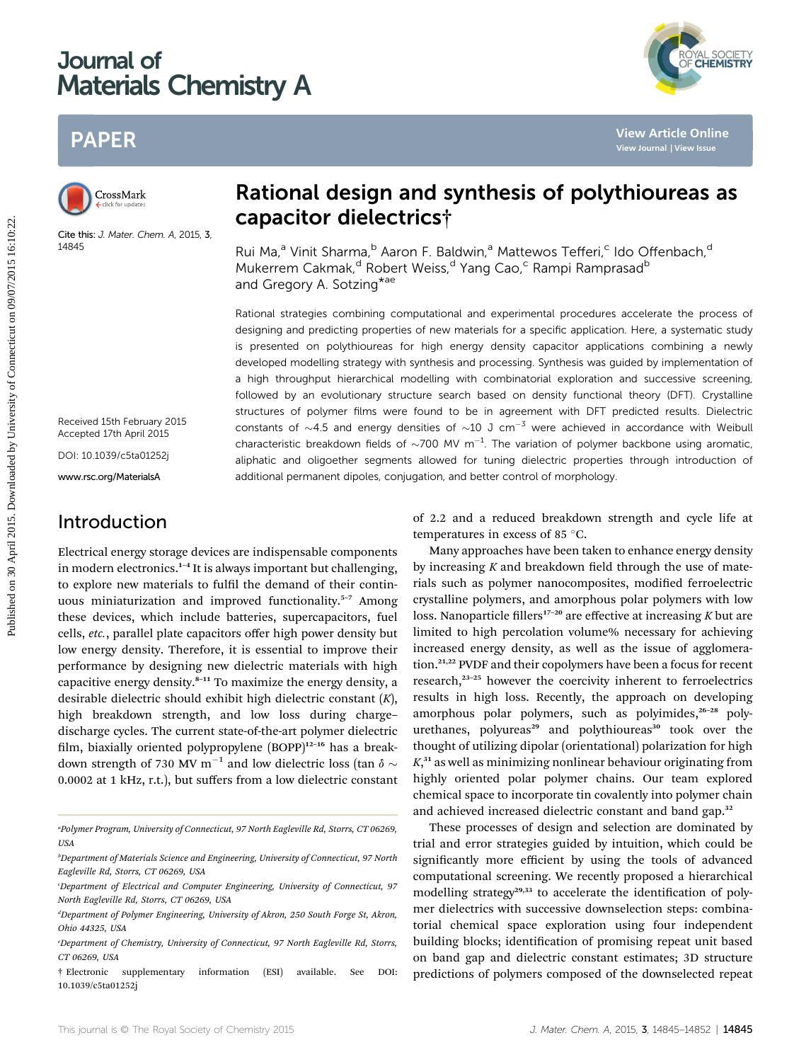# Journal of Materials Chemistry A

## PAPER

Cite this: *J. Mater. Chem. A*, 2015, 3, 14845

Received 15th February 2015
Accepted 17th April 2015

DOI: 10.1039/c5ta01252j

www.rsc.org/MaterialsA

# Rational design and synthesis of polythioureas as capacitor dielectrics†

Rui Ma,[a] Vinit Sharma,[b] Aaron F. Baldwin,[a] Mattewos Tefferi,[c] Ido Offenbach,[d] Mukerrem Cakmak,[d] Robert Weiss,[d] Yang Cao,[c] Rampi Ramprasad[b] and Gregory A. Sotzing*[ae]

Rational strategies combining computational and experimental procedures accelerate the process of designing and predicting properties of new materials for a specific application. Here, a systematic study is presented on polythioureas for high energy density capacitor applications combining a newly developed modelling strategy with synthesis and processing. Synthesis was guided by implementation of a high throughput hierarchical modelling with combinatorial exploration and successive screening, followed by an evolutionary structure search based on density functional theory (DFT). Crystalline structures of polymer films were found to be in agreement with DFT predicted results. Dielectric constants of ~4.5 and energy densities of ~10 J cm$^{-3}$ were achieved in accordance with Weibull characteristic breakdown fields of ~700 MV m$^{-1}$. The variation of polymer backbone using aromatic, aliphatic and oligoether segments allowed for tuning dielectric properties through introduction of additional permanent dipoles, conjugation, and better control of morphology.

## Introduction

Electrical energy storage devices are indispensable components in modern electronics.[1–4] It is always important but challenging, to explore new materials to fulfil the demand of their continuous miniaturization and improved functionality.[5–7] Among these devices, which include batteries, supercapacitors, fuel cells, *etc.*, parallel plate capacitors offer high power density but low energy density. Therefore, it is essential to improve their performance by designing new dielectric materials with high capacitive energy density.[8–11] To maximize the energy density, a desirable dielectric should exhibit high dielectric constant ($K$), high breakdown strength, and low loss during charge–discharge cycles. The current state-of-the-art polymer dielectric film, biaxially oriented polypropylene (BOPP)[12–16] has a breakdown strength of 730 MV m$^{-1}$ and low dielectric loss ($\tan\delta \sim 0.0002$ at 1 kHz, r.t.), but suffers from a low dielectric constant of 2.2 and a reduced breakdown strength and cycle life at temperatures in excess of 85 °C.

Many approaches have been taken to enhance energy density by increasing $K$ and breakdown field through the use of materials such as polymer nanocomposites, modified ferroelectric crystalline polymers, and amorphous polar polymers with low loss. Nanoparticle fillers[17–20] are effective at increasing $K$ but are limited to high percolation volume% necessary for achieving increased energy density, as well as the issue of agglomeration.[21,22] PVDF and their copolymers have been a focus for recent research,[23–25] however the coercivity inherent to ferroelectrics results in high loss. Recently, the approach on developing amorphous polar polymers, such as polyimides,[26–28] polyurethanes, polyureas[29] and polythioureas[30] took over the thought of utilizing dipolar (orientational) polarization for high $K$,[31] as well as minimizing nonlinear behaviour originating from highly oriented polar polymer chains. Our team explored chemical space to incorporate tin covalently into polymer chain and achieved increased dielectric constant and band gap.[32]

These processes of design and selection are dominated by trial and error strategies guided by intuition, which could be significantly more efficient by using the tools of advanced computational screening. We recently proposed a hierarchical modelling strategy[29,33] to accelerate the identification of polymer dielectrics with successive downselection steps: combinatorial chemical space exploration using four independent building blocks; identification of promising repeat unit based on band gap and dielectric constant estimates; 3D structure predictions of polymers composed of the downselected repeat

---

[a] Polymer Program, University of Connecticut, 97 North Eagleville Rd, Storrs, CT 06269, USA

[b] Department of Materials Science and Engineering, University of Connecticut, 97 North Eagleville Rd, Storrs, CT 06269, USA

[c] Department of Electrical and Computer Engineering, University of Connecticut, 97 North Eagleville Rd, Storrs, CT 06269, USA

[d] Department of Polymer Engineering, University of Akron, 250 South Forge St, Akron, Ohio 44325, USA

[e] Department of Chemistry, University of Connecticut, 97 North Eagleville Rd, Storrs, CT 06269, USA

† Electronic supplementary information (ESI) available. See DOI: 10.1039/c5ta01252j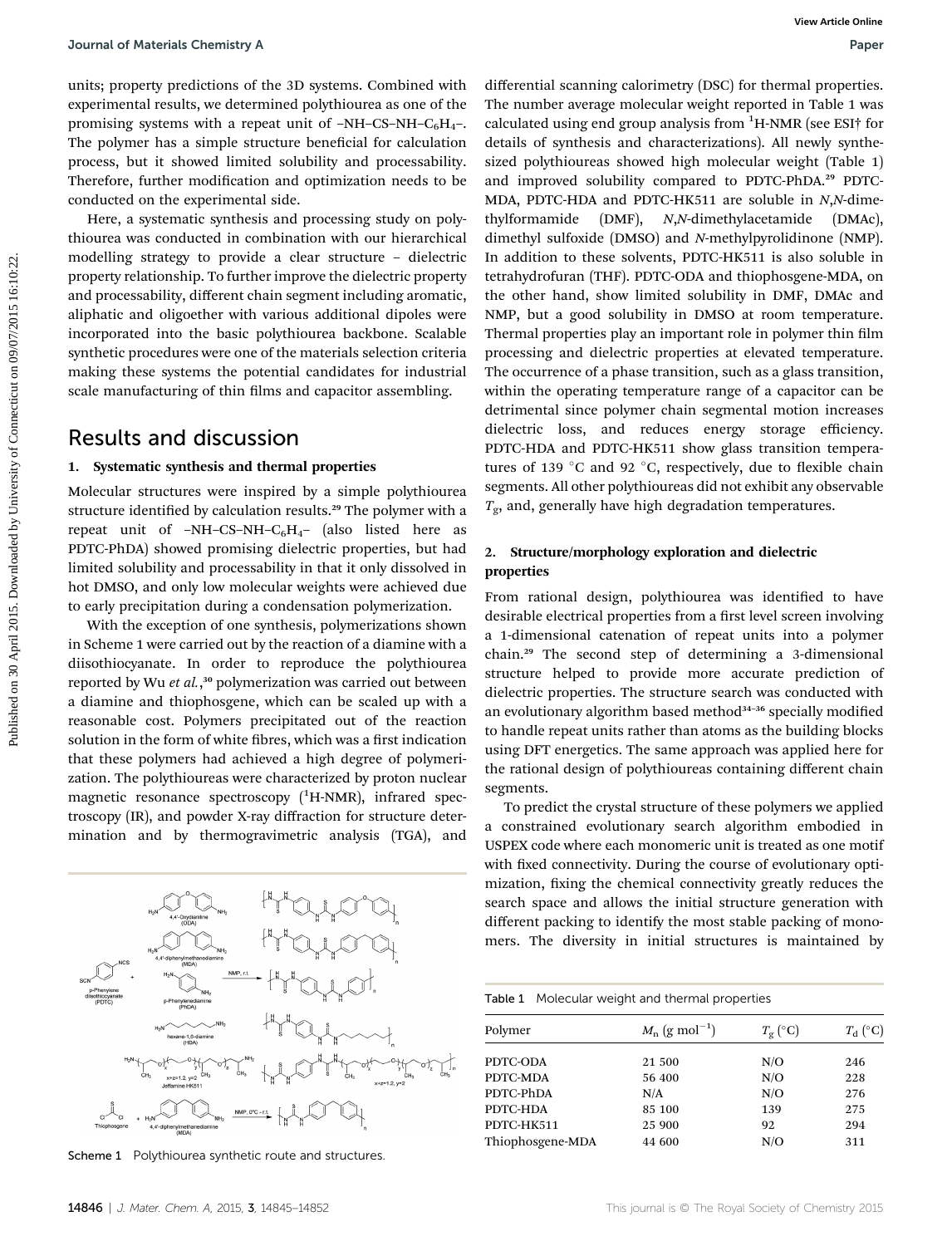units; property predictions of the 3D systems. Combined with experimental results, we determined polythiourea as one of the promising systems with a repeat unit of $-NH-CS-NH-C_6H_4-$. The polymer has a simple structure beneficial for calculation process, but it showed limited solubility and processability. Therefore, further modification and optimization needs to be conducted on the experimental side.

Here, a systematic synthesis and processing study on polythiourea was conducted in combination with our hierarchical modelling strategy to provide a clear structure – dielectric property relationship. To further improve the dielectric property and processability, different chain segment including aromatic, aliphatic and oligoether with various additional dipoles were incorporated into the basic polythiourea backbone. Scalable synthetic procedures were one of the materials selection criteria making these systems the potential candidates for industrial scale manufacturing of thin films and capacitor assembling.

# Results and discussion

## 1. Systematic synthesis and thermal properties

Molecular structures were inspired by a simple polythiourea structure identified by calculation results.[29] The polymer with a repeat unit of $-NH-CS-NH-C_6H_4-$ (also listed here as PDTC-PhDA) showed promising dielectric properties, but had limited solubility and processability in that it only dissolved in hot DMSO, and only low molecular weights were achieved due to early precipitation during a condensation polymerization.

With the exception of one synthesis, polymerizations shown in Scheme 1 were carried out by the reaction of a diamine with a diisothiocyanate. In order to reproduce the polythiourea reported by Wu *et al.*,[30] polymerization was carried out between a diamine and thiophosgene, which can be scaled up with a reasonable cost. Polymers precipitated out of the reaction solution in the form of white fibres, which was a first indication that these polymers had achieved a high degree of polymerization. The polythioureas were characterized by proton nuclear magnetic resonance spectroscopy ($^1$H-NMR), infrared spectroscopy (IR), and powder X-ray diffraction for structure determination and by thermogravimetric analysis (TGA), and differential scanning calorimetry (DSC) for thermal properties. The number average molecular weight reported in Table 1 was calculated using end group analysis from $^1$H-NMR (see ESI† for details of synthesis and characterizations). All newly synthesized polythioureas showed high molecular weight (Table 1) and improved solubility compared to PDTC-PhDA.[29] PDTC-MDA, PDTC-HDA and PDTC-HK511 are soluble in *N*,*N*-dimethylformamide (DMF), *N*,*N*-dimethylacetamide (DMAc), dimethyl sulfoxide (DMSO) and *N*-methylpyrolidinone (NMP). In addition to these solvents, PDTC-HK511 is also soluble in tetrahydrofuran (THF). PDTC-ODA and thiophosgene-MDA, on the other hand, show limited solubility in DMF, DMAc and NMP, but a good solubility in DMSO at room temperature. Thermal properties play an important role in polymer thin film processing and dielectric properties at elevated temperature. The occurrence of a phase transition, such as a glass transition, within the operating temperature range of a capacitor can be detrimental since polymer chain segmental motion increases dielectric loss, and reduces energy storage efficiency. PDTC-HDA and PDTC-HK511 show glass transition temperatures of 139 °C and 92 °C, respectively, due to flexible chain segments. All other polythioureas did not exhibit any observable $T_g$, and, generally have high degradation temperatures.

Scheme 1 Polythiourea synthetic route and structures.

## 2. Structure/morphology exploration and dielectric properties

From rational design, polythiourea was identified to have desirable electrical properties from a first level screen involving a 1-dimensional catenation of repeat units into a polymer chain.[29] The second step of determining a 3-dimensional structure helped to provide more accurate prediction of dielectric properties. The structure search was conducted with an evolutionary algorithm based method[34–36] specially modified to handle repeat units rather than atoms as the building blocks using DFT energetics. The same approach was applied here for the rational design of polythioureas containing different chain segments.

To predict the crystal structure of these polymers we applied a constrained evolutionary search algorithm embodied in USPEX code where each monomeric unit is treated as one motif with fixed connectivity. During the course of evolutionary optimization, fixing the chemical connectivity greatly reduces the search space and allows the initial structure generation with different packing to identify the most stable packing of monomers. The diversity in initial structures is maintained by

Table 1 Molecular weight and thermal properties

| Polymer | $M_n$ (g mol$^{-1}$) | $T_g$ (°C) | $T_d$ (°C) |
|---|---|---|---|
| PDTC-ODA | 21 500 | N/O | 246 |
| PDTC-MDA | 56 400 | N/O | 228 |
| PDTC-PhDA | N/A | N/O | 276 |
| PDTC-HDA | 85 100 | 139 | 275 |
| PDTC-HK511 | 25 900 | 92 | 294 |
| Thiophosgene-MDA | 44 600 | N/O | 311 |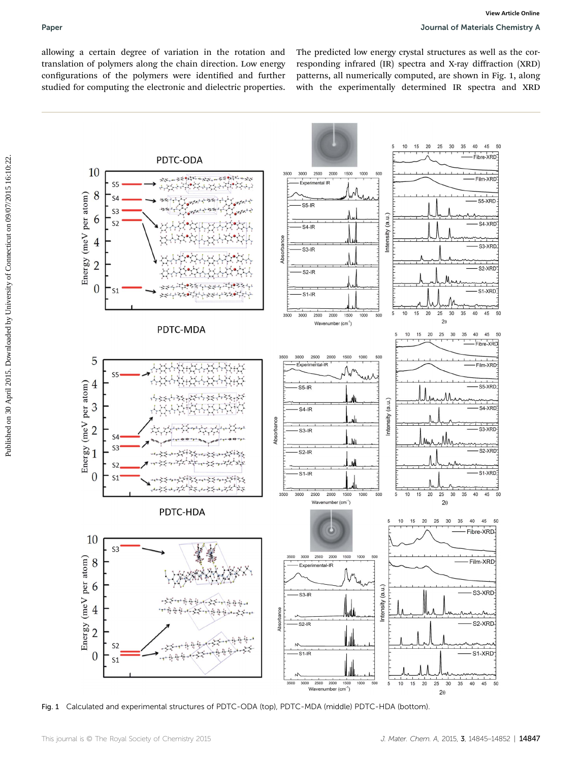allowing a certain degree of variation in the rotation and translation of polymers along the chain direction. Low energy configurations of the polymers were identified and further studied for computing the electronic and dielectric properties.

The predicted low energy crystal structures as well as the corresponding infrared (IR) spectra and X-ray diffraction (XRD) patterns, all numerically computed, are shown in Fig. 1, along with the experimentally determined IR spectra and XRD

Fig. 1 Calculated and experimental structures of PDTC-ODA (top), PDTC-MDA (middle) PDTC-HDA (bottom).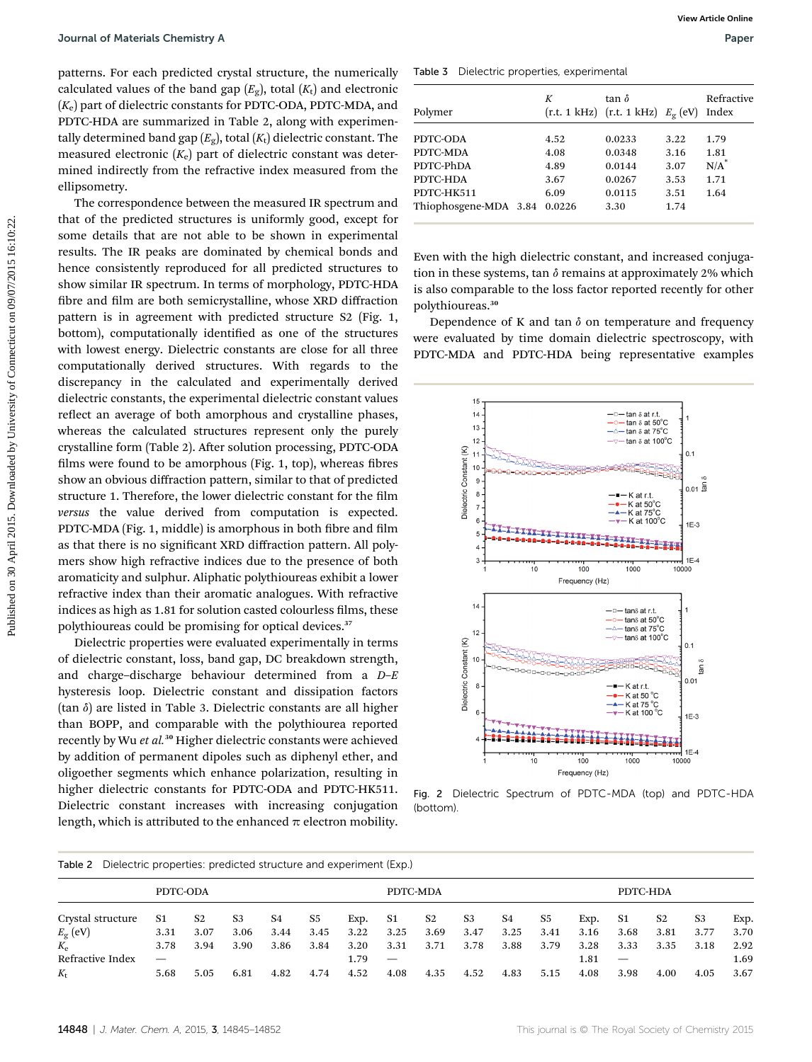patterns. For each predicted crystal structure, the numerically calculated values of the band gap ($E_g$), total ($K_t$) and electronic ($K_e$) part of dielectric constants for PDTC-ODA, PDTC-MDA, and PDTC-HDA are summarized in Table 2, along with experimentally determined band gap ($E_g$), total ($K_t$) dielectric constant. The measured electronic ($K_e$) part of dielectric constant was determined indirectly from the refractive index measured from the ellipsometry.

The correspondence between the measured IR spectrum and that of the predicted structures is uniformly good, except for some details that are not able to be shown in experimental results. The IR peaks are dominated by chemical bonds and hence consistently reproduced for all predicted structures to show similar IR spectrum. In terms of morphology, PDTC-HDA fibre and film are both semicrystalline, whose XRD diffraction pattern is in agreement with predicted structure S2 (Fig. 1, bottom), computationally identified as one of the structures with lowest energy. Dielectric constants are close for all three computationally derived structures. With regards to the discrepancy in the calculated and experimentally derived dielectric constants, the experimental dielectric constant values reflect an average of both amorphous and crystalline phases, whereas the calculated structures represent only the purely crystalline form (Table 2). After solution processing, PDTC-ODA films were found to be amorphous (Fig. 1, top), whereas fibres show an obvious diffraction pattern, similar to that of predicted structure 1. Therefore, the lower dielectric constant for the film *versus* the value derived from computation is expected. PDTC-MDA (Fig. 1, middle) is amorphous in both fibre and film as that there is no significant XRD diffraction pattern. All polymers show high refractive indices due to the presence of both aromaticity and sulphur. Aliphatic polythioureas exhibit a lower refractive index than their aromatic analogues. With refractive indices as high as 1.81 for solution casted colourless films, these polythioureas could be promising for optical devices.[37]

Dielectric properties were evaluated experimentally in terms of dielectric constant, loss, band gap, DC breakdown strength, and charge–discharge behaviour determined from a *D–E* hysteresis loop. Dielectric constant and dissipation factors (tan $\delta$) are listed in Table 3. Dielectric constants are all higher than BOPP, and comparable with the polythiourea reported recently by Wu *et al.*[30] Higher dielectric constants were achieved by addition of permanent dipoles such as diphenyl ether, and oligoether segments which enhance polarization, resulting in higher dielectric constants for PDTC-ODA and PDTC-HK511. Dielectric constant increases with increasing conjugation length, which is attributed to the enhanced $\pi$ electron mobility.

Table 3 Dielectric properties, experimental

| Polymer | $K$ (r.t. 1 kHz) | tan $\delta$ (r.t. 1 kHz) | $E_g$ (eV) | Refractive Index |
|---|---|---|---|---|
| PDTC-ODA | 4.52 | 0.0233 | 3.22 | 1.79 |
| PDTC-MDA | 4.08 | 0.0348 | 3.16 | 1.81 |
| PDTC-PhDA | 4.89 | 0.0144 | 3.07 | N/A* |
| PDTC-HDA | 3.67 | 0.0267 | 3.53 | 1.71 |
| PDTC-HK511 | 6.09 | 0.0115 | 3.51 | 1.64 |
| Thiophosgene-MDA | 3.84 | 0.0226 | 3.30 | 1.74 |

Even with the high dielectric constant, and increased conjugation in these systems, tan $\delta$ remains at approximately 2% which is also comparable to the loss factor reported recently for other polythioureas.[30]

Dependence of K and tan $\delta$ on temperature and frequency were evaluated by time domain dielectric spectroscopy, with PDTC-MDA and PDTC-HDA being representative examples

Fig. 2 Dielectric Spectrum of PDTC-MDA (top) and PDTC-HDA (bottom).

Table 2 Dielectric properties: predicted structure and experiment (Exp.)

| | PDTC-ODA | | | | | | PDTC-MDA | | | | | | PDTC-HDA | | | |
|---|---|---|---|---|---|---|---|---|---|---|---|---|---|---|---|---|
| Crystal structure | S1 | S2 | S3 | S4 | S5 | Exp. | S1 | S2 | S3 | S4 | S5 | Exp. | S1 | S2 | S3 | Exp. |
| $E_g$ (eV) | 3.31 | 3.07 | 3.06 | 3.44 | 3.45 | 3.22 | 3.25 | 3.69 | 3.47 | 3.25 | 3.41 | 3.16 | 3.68 | 3.81 | 3.77 | 3.70 |
| $K_e$ | 3.78 | 3.94 | 3.90 | 3.86 | 3.84 | 3.20 | 3.31 | 3.71 | 3.78 | 3.88 | 3.79 | 3.28 | 3.33 | 3.35 | 3.18 | 2.92 |
| Refractive Index | — | | | | | 1.79 | — | | | | | 1.81 | — | | | 1.69 |
| $K_t$ | 5.68 | 5.05 | 6.81 | 4.82 | 4.74 | 4.52 | 4.08 | 4.35 | 4.52 | 4.83 | 5.15 | 4.08 | 3.98 | 4.00 | 4.05 | 3.67 |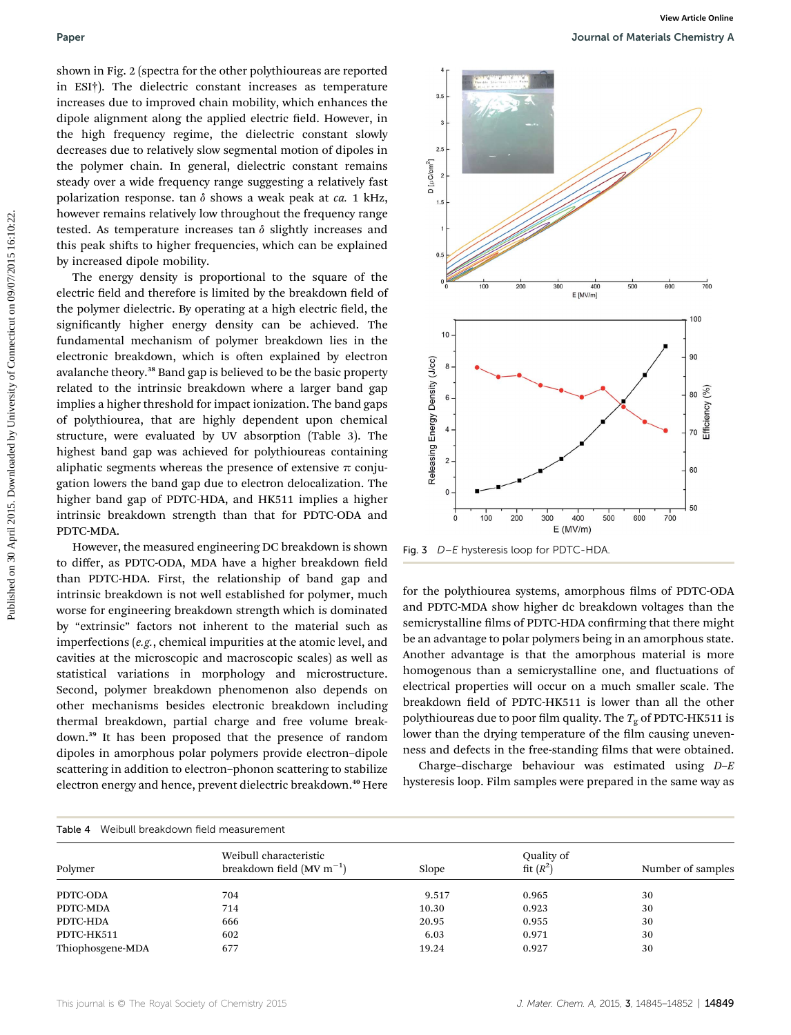shown in Fig. 2 (spectra for the other polythioureas are reported in ESI†). The dielectric constant increases as temperature increases due to improved chain mobility, which enhances the dipole alignment along the applied electric field. However, in the high frequency regime, the dielectric constant slowly decreases due to relatively slow segmental motion of dipoles in the polymer chain. In general, dielectric constant remains steady over a wide frequency range suggesting a relatively fast polarization response. tan $\delta$ shows a weak peak at *ca.* 1 kHz, however remains relatively low throughout the frequency range tested. As temperature increases tan $\delta$ slightly increases and this peak shifts to higher frequencies, which can be explained by increased dipole mobility.

The energy density is proportional to the square of the electric field and therefore is limited by the breakdown field of the polymer dielectric. By operating at a high electric field, the significantly higher energy density can be achieved. The fundamental mechanism of polymer breakdown lies in the electronic breakdown, which is often explained by electron avalanche theory.[38] Band gap is believed to be the basic property related to the intrinsic breakdown where a larger band gap implies a higher threshold for impact ionization. The band gaps of polythiourea, that are highly dependent upon chemical structure, were evaluated by UV absorption (Table 3). The highest band gap was achieved for polythioureas containing aliphatic segments whereas the presence of extensive $\pi$ conjugation lowers the band gap due to electron delocalization. The higher band gap of PDTC-HDA, and HK511 implies a higher intrinsic breakdown strength than that for PDTC-ODA and PDTC-MDA.

However, the measured engineering DC breakdown is shown to differ, as PDTC-ODA, MDA have a higher breakdown field than PDTC-HDA. First, the relationship of band gap and intrinsic breakdown is not well established for polymer, much worse for engineering breakdown strength which is dominated by "extrinsic" factors not inherent to the material such as imperfections (*e.g.*, chemical impurities at the atomic level, and cavities at the microscopic and macroscopic scales) as well as statistical variations in morphology and microstructure. Second, polymer breakdown phenomenon also depends on other mechanisms besides electronic breakdown including thermal breakdown, partial charge and free volume breakdown.[39] It has been proposed that the presence of random dipoles in amorphous polar polymers provide electron–dipole scattering in addition to electron–phonon scattering to stabilize electron energy and hence, prevent dielectric breakdown.[40] Here for the polythiourea systems, amorphous films of PDTC-ODA and PDTC-MDA show higher dc breakdown voltages than the semicrystalline films of PDTC-HDA confirming that there might be an advantage to polar polymers being in an amorphous state. Another advantage is that the amorphous material is more homogenous than a semicrystalline one, and fluctuations of electrical properties will occur on a much smaller scale. The breakdown field of PDTC-HK511 is lower than all the other polythioureas due to poor film quality. The $T_g$ of PDTC-HK511 is lower than the drying temperature of the film causing unevenness and defects in the free-standing films that were obtained.

Fig. 3 *D–E* hysteresis loop for PDTC-HDA.

Charge–discharge behaviour was estimated using *D–E* hysteresis loop. Film samples were prepared in the same way as

Table 4 Weibull breakdown field measurement

| Polymer | Weibull characteristic breakdown field (MV m$^{-1}$) | Slope | Quality of fit ($R^2$) | Number of samples |
|---|---|---|---|---|
| PDTC-ODA | 704 | 9.517 | 0.965 | 30 |
| PDTC-MDA | 714 | 10.30 | 0.923 | 30 |
| PDTC-HDA | 666 | 20.95 | 0.955 | 30 |
| PDTC-HK511 | 602 | 6.03 | 0.971 | 30 |
| Thiophosgene-MDA | 677 | 19.24 | 0.927 | 30 |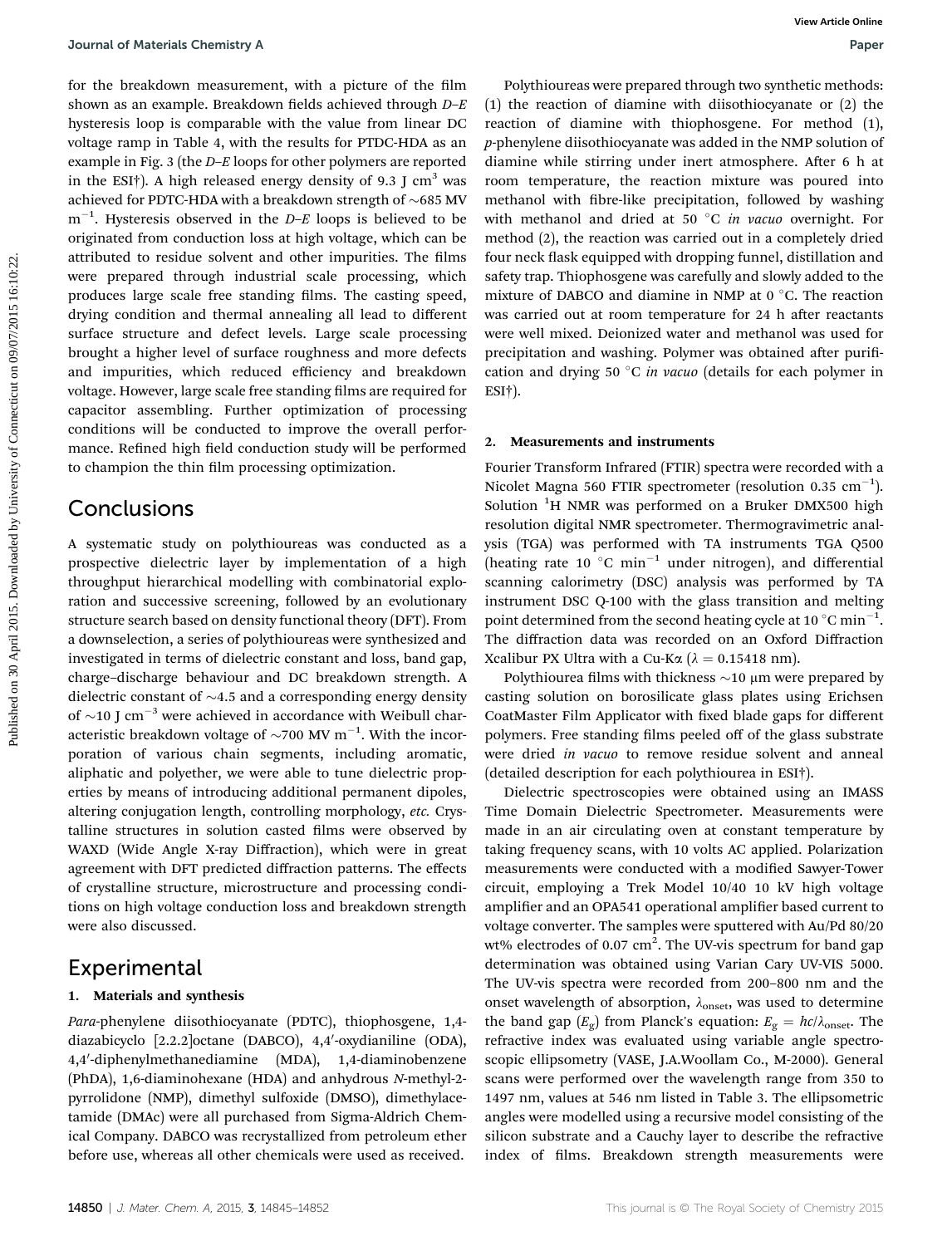for the breakdown measurement, with a picture of the film shown as an example. Breakdown fields achieved through $D$–$E$ hysteresis loop is comparable with the value from linear DC voltage ramp in Table 4, with the results for PTDC-HDA as an example in Fig. 3 (the $D$–$E$ loops for other polymers are reported in the ESI†). A high released energy density of 9.3 J cm$^3$ was achieved for PDTC-HDA with a breakdown strength of ~685 MV m$^{-1}$. Hysteresis observed in the $D$–$E$ loops is believed to be originated from conduction loss at high voltage, which can be attributed to residue solvent and other impurities. The films were prepared through industrial scale processing, which produces large scale free standing films. The casting speed, drying condition and thermal annealing all lead to different surface structure and defect levels. Large scale processing brought a higher level of surface roughness and more defects and impurities, which reduced efficiency and breakdown voltage. However, large scale free standing films are required for capacitor assembling. Further optimization of processing conditions will be conducted to improve the overall performance. Refined high field conduction study will be performed to champion the thin film processing optimization.

# Conclusions

A systematic study on polythioureas was conducted as a prospective dielectric layer by implementation of a high throughput hierarchical modelling with combinatorial exploration and successive screening, followed by an evolutionary structure search based on density functional theory (DFT). From a downselection, a series of polythioureas were synthesized and investigated in terms of dielectric constant and loss, band gap, charge–discharge behaviour and DC breakdown strength. A dielectric constant of ~4.5 and a corresponding energy density of ~10 J cm$^{-3}$ were achieved in accordance with Weibull characteristic breakdown voltage of ~700 MV m$^{-1}$. With the incorporation of various chain segments, including aromatic, aliphatic and polyether, we were able to tune dielectric properties by means of introducing additional permanent dipoles, altering conjugation length, controlling morphology, *etc.* Crystalline structures in solution casted films were observed by WAXD (Wide Angle X-ray Diffraction), which were in great agreement with DFT predicted diffraction patterns. The effects of crystalline structure, microstructure and processing conditions on high voltage conduction loss and breakdown strength were also discussed.

# Experimental

## 1. Materials and synthesis

*Para*-phenylene diisothiocyanate (PDTC), thiophosgene, 1,4-diazabicyclo [2.2.2]octane (DABCO), 4,4′-oxydianiline (ODA), 4,4′-diphenylmethanediamine (MDA), 1,4-diaminobenzene (PhDA), 1,6-diaminohexane (HDA) and anhydrous *N*-methyl-2-pyrrolidone (NMP), dimethyl sulfoxide (DMSO), dimethylacetamide (DMAc) were all purchased from Sigma-Aldrich Chemical Company. DABCO was recrystallized from petroleum ether before use, whereas all other chemicals were used as received.

Polythioureas were prepared through two synthetic methods: (1) the reaction of diamine with diisothiocyanate or (2) the reaction of diamine with thiophosgene. For method (1), *p*-phenylene diisothiocyanate was added in the NMP solution of diamine while stirring under inert atmosphere. After 6 h at room temperature, the reaction mixture was poured into methanol with fibre-like precipitation, followed by washing with methanol and dried at 50 °C *in vacuo* overnight. For method (2), the reaction was carried out in a completely dried four neck flask equipped with dropping funnel, distillation and safety trap. Thiophosgene was carefully and slowly added to the mixture of DABCO and diamine in NMP at 0 °C. The reaction was carried out at room temperature for 24 h after reactants were well mixed. Deionized water and methanol was used for precipitation and washing. Polymer was obtained after purification and drying 50 °C *in vacuo* (details for each polymer in ESI†).

## 2. Measurements and instruments

Fourier Transform Infrared (FTIR) spectra were recorded with a Nicolet Magna 560 FTIR spectrometer (resolution 0.35 cm$^{-1}$). Solution $^1$H NMR was performed on a Bruker DMX500 high resolution digital NMR spectrometer. Thermogravimetric analysis (TGA) was performed with TA instruments TGA Q500 (heating rate 10 °C min$^{-1}$ under nitrogen), and differential scanning calorimetry (DSC) analysis was performed by TA instrument DSC Q-100 with the glass transition and melting point determined from the second heating cycle at 10 °C min$^{-1}$. The diffraction data was recorded on an Oxford Diffraction Xcalibur PX Ultra with a Cu-Kα ($\lambda$ = 0.15418 nm).

Polythiourea films with thickness ~10 μm were prepared by casting solution on borosilicate glass plates using Erichsen CoatMaster Film Applicator with fixed blade gaps for different polymers. Free standing films peeled off of the glass substrate were dried *in vacuo* to remove residue solvent and anneal (detailed description for each polythiourea in ESI†).

Dielectric spectroscopies were obtained using an IMASS Time Domain Dielectric Spectrometer. Measurements were made in an air circulating oven at constant temperature by taking frequency scans, with 10 volts AC applied. Polarization measurements were conducted with a modified Sawyer-Tower circuit, employing a Trek Model 10/40 10 kV high voltage amplifier and an OPA541 operational amplifier based current to voltage converter. The samples were sputtered with Au/Pd 80/20 wt% electrodes of 0.07 cm$^2$. The UV-vis spectrum for band gap determination was obtained using Varian Cary UV-VIS 5000. The UV-vis spectra were recorded from 200–800 nm and the onset wavelength of absorption, $\lambda_{\text{onset}}$, was used to determine the band gap ($E_g$) from Planck's equation: $E_g = hc/\lambda_{\text{onset}}$. The refractive index was evaluated using variable angle spectroscopic ellipsometry (VASE, J.A.Woollam Co., M-2000). General scans were performed over the wavelength range from 350 to 1497 nm, values at 546 nm listed in Table 3. The ellipsometric angles were modelled using a recursive model consisting of the silicon substrate and a Cauchy layer to describe the refractive index of films. Breakdown strength measurements were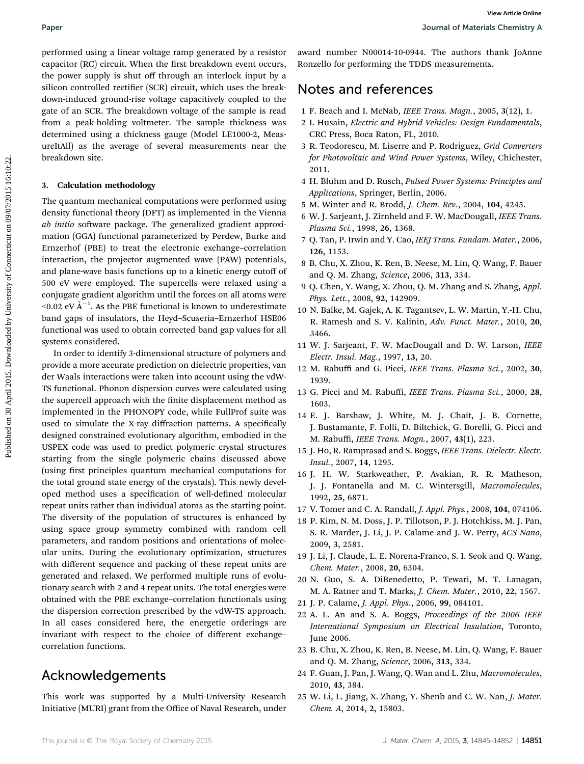performed using a linear voltage ramp generated by a resistor capacitor (RC) circuit. When the first breakdown event occurs, the power supply is shut off through an interlock input by a silicon controlled rectifier (SCR) circuit, which uses the breakdown-induced ground-rise voltage capacitively coupled to the gate of an SCR. The breakdown voltage of the sample is read from a peak-holding voltmeter. The sample thickness was determined using a thickness gauge (Model LE1000-2, MeasureItAll) as the average of several measurements near the breakdown site.

### 3. Calculation methodology

The quantum mechanical computations were performed using density functional theory (DFT) as implemented in the Vienna *ab initio* software package. The generalized gradient approximation (GGA) functional parameterized by Perdew, Burke and Ernzerhof (PBE) to treat the electronic exchange–correlation interaction, the projector augmented wave (PAW) potentials, and plane-wave basis functions up to a kinetic energy cutoff of 500 eV were employed. The supercells were relaxed using a conjugate gradient algorithm until the forces on all atoms were <0.02 eV Å$^{-1}$. As the PBE functional is known to underestimate band gaps of insulators, the Heyd–Scuseria–Ernzerhof HSE06 functional was used to obtain corrected band gap values for all systems considered.

In order to identify 3-dimensional structure of polymers and provide a more accurate prediction on dielectric properties, van der Waals interactions were taken into account using the vdW-TS functional. Phonon dispersion curves were calculated using the supercell approach with the finite displacement method as implemented in the PHONOPY code, while FullProf suite was used to simulate the X-ray diffraction patterns. A specifically designed constrained evolutionary algorithm, embodied in the USPEX code was used to predict polymeric crystal structures starting from the single polymeric chains discussed above (using first principles quantum mechanical computations for the total ground state energy of the crystals). This newly developed method uses a specification of well-defined molecular repeat units rather than individual atoms as the starting point. The diversity of the population of structures is enhanced by using space group symmetry combined with random cell parameters, and random positions and orientations of molecular units. During the evolutionary optimization, structures with different sequence and packing of these repeat units are generated and relaxed. We performed multiple runs of evolutionary search with 2 and 4 repeat units. The total energies were obtained with the PBE exchange–correlation functionals using the dispersion correction prescribed by the vdW-TS approach. In all cases considered here, the energetic orderings are invariant with respect to the choice of different exchange–correlation functions.

## Acknowledgements

This work was supported by a Multi-University Research Initiative (MURI) grant from the Office of Naval Research, under award number N00014-10-0944. The authors thank JoAnne Ronzello for performing the TDDS measurements.

## Notes and references

1 F. Beach and I. McNab, *IEEE Trans. Magn.*, 2005, **3**(12), 1.
2 I. Husain, *Electric and Hybrid Vehicles: Design Fundamentals*, CRC Press, Boca Raton, FL, 2010.
3 R. Teodorescu, M. Liserre and P. Rodríguez, *Grid Converters for Photovoltaic and Wind Power Systems*, Wiley, Chichester, 2011.
4 H. Bluhm and D. Rusch, *Pulsed Power Systems: Principles and Applications*, Springer, Berlin, 2006.
5 M. Winter and R. Brodd, *J. Chem. Rev.*, 2004, **104**, 4245.
6 W. J. Sarjeant, J. Zirnheld and F. W. MacDougall, *IEEE Trans. Plasma Sci.*, 1998, **26**, 1368.
7 Q. Tan, P. Irwin and Y. Cao, *IEEJ Trans. Fundam. Mater.*, 2006, **126**, 1153.
8 B. Chu, X. Zhou, K. Ren, B. Neese, M. Lin, Q. Wang, F. Bauer and Q. M. Zhang, *Science*, 2006, **313**, 334.
9 Q. Chen, Y. Wang, X. Zhou, Q. M. Zhang and S. Zhang, *Appl. Phys. Lett.*, 2008, **92**, 142909.
10 N. Balke, M. Gajek, A. K. Tagantsev, L. W. Martin, Y.-H. Chu, R. Ramesh and S. V. Kalinin, *Adv. Funct. Mater.*, 2010, **20**, 3466.
11 W. J. Sarjeant, F. W. MacDougall and D. W. Larson, *IEEE Electr. Insul. Mag.*, 1997, **13**, 20.
12 M. Rabuffi and G. Picci, *IEEE Trans. Plasma Sci.*, 2002, **30**, 1939.
13 G. Picci and M. Rabuffi, *IEEE Trans. Plasma Sci.*, 2000, **28**, 1603.
14 E. J. Barshaw, J. White, M. J. Chait, J. B. Cornette, J. Bustamante, F. Folli, D. Biltchick, G. Borelli, G. Picci and M. Rabuffi, *IEEE Trans. Magn.*, 2007, **43**(1), 223.
15 J. Ho, R. Ramprasad and S. Boggs, *IEEE Trans. Dielectr. Electr. Insul.*, 2007, **14**, 1295.
16 J. H. W. Starkweather, P. Avakian, R. R. Matheson, J. J. Fontanella and M. C. Wintersgill, *Macromolecules*, 1992, **25**, 6871.
17 V. Tomer and C. A. Randall, *J. Appl. Phys.*, 2008, **104**, 074106.
18 P. Kim, N. M. Doss, J. P. Tillotson, P. J. Hotchkiss, M. J. Pan, S. R. Marder, J. Li, J. P. Calame and J. W. Perry, *ACS Nano*, 2009, **3**, 2581.
19 J. Li, J. Claude, L. E. Norena-Franco, S. I. Seok and Q. Wang, *Chem. Mater.*, 2008, **20**, 6304.
20 N. Guo, S. A. DiBenedetto, P. Tewari, M. T. Lanagan, M. A. Ratner and T. Marks, *J. Chem. Mater.*, 2010, **22**, 1567.
21 J. P. Calame, *J. Appl. Phys.*, 2006, **99**, 084101.
22 A. L. An and S. A. Boggs, *Proceedings of the 2006 IEEE International Symposium on Electrical Insulation*, Toronto, June 2006.
23 B. Chu, X. Zhou, K. Ren, B. Neese, M. Lin, Q. Wang, F. Bauer and Q. M. Zhang, *Science*, 2006, **313**, 334.
24 F. Guan, J. Pan, J. Wang, Q. Wan and L. Zhu, *Macromolecules*, 2010, **43**, 384.
25 W. Li, L. Jiang, X. Zhang, Y. Shenb and C. W. Nan, *J. Mater. Chem. A*, 2014, **2**, 15803.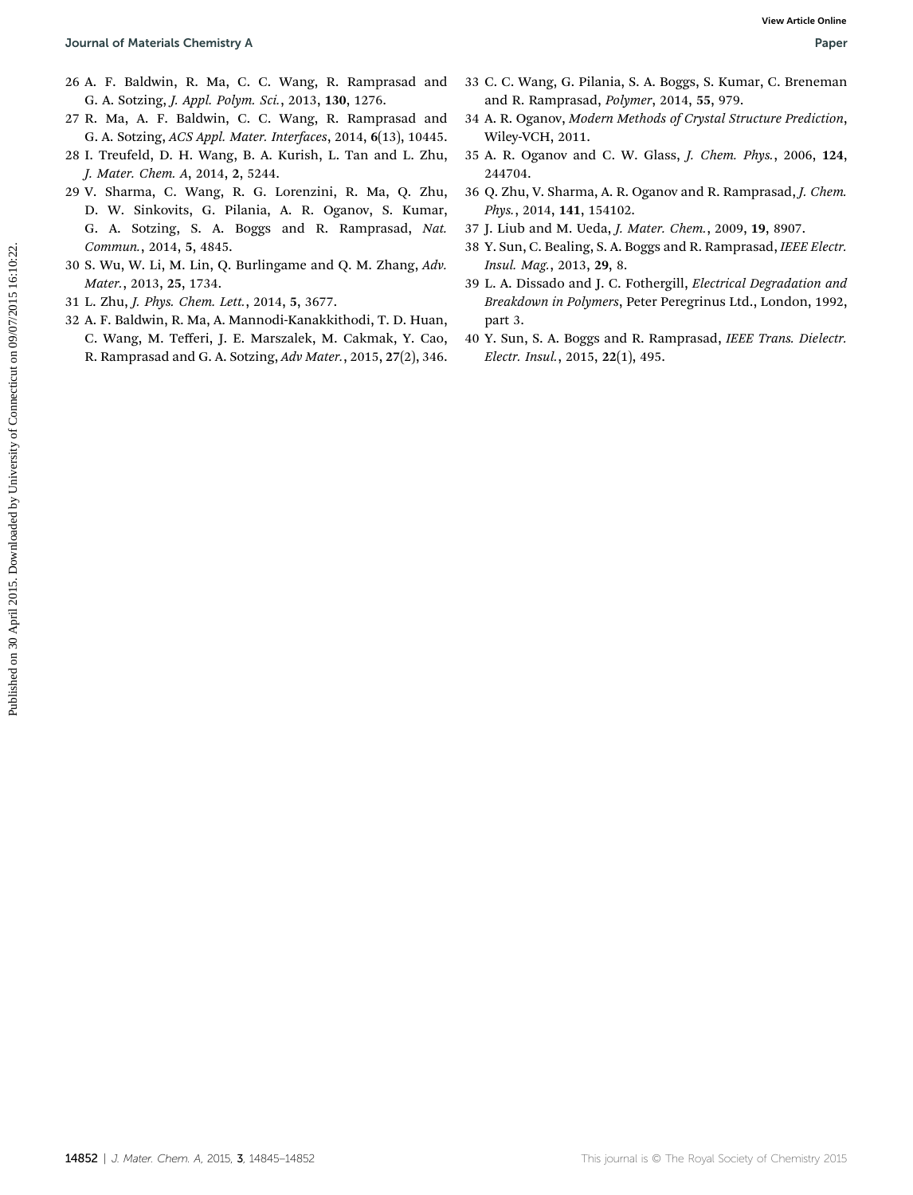26 A. F. Baldwin, R. Ma, C. C. Wang, R. Ramprasad and G. A. Sotzing, *J. Appl. Polym. Sci.*, 2013, **130**, 1276.

27 R. Ma, A. F. Baldwin, C. C. Wang, R. Ramprasad and G. A. Sotzing, *ACS Appl. Mater. Interfaces*, 2014, **6**(13), 10445.

28 I. Treufeld, D. H. Wang, B. A. Kurish, L. Tan and L. Zhu, *J. Mater. Chem. A*, 2014, **2**, 5244.

29 V. Sharma, C. Wang, R. G. Lorenzini, R. Ma, Q. Zhu, D. W. Sinkovits, G. Pilania, A. R. Oganov, S. Kumar, G. A. Sotzing, S. A. Boggs and R. Ramprasad, *Nat. Commun.*, 2014, **5**, 4845.

30 S. Wu, W. Li, M. Lin, Q. Burlingame and Q. M. Zhang, *Adv. Mater.*, 2013, **25**, 1734.

31 L. Zhu, *J. Phys. Chem. Lett.*, 2014, **5**, 3677.

32 A. F. Baldwin, R. Ma, A. Mannodi-Kanakkithodi, T. D. Huan, C. Wang, M. Tefferi, J. E. Marszalek, M. Cakmak, Y. Cao, R. Ramprasad and G. A. Sotzing, *Adv Mater.*, 2015, **27**(2), 346.

33 C. C. Wang, G. Pilania, S. A. Boggs, S. Kumar, C. Breneman and R. Ramprasad, *Polymer*, 2014, **55**, 979.

34 A. R. Oganov, *Modern Methods of Crystal Structure Prediction*, Wiley-VCH, 2011.

35 A. R. Oganov and C. W. Glass, *J. Chem. Phys.*, 2006, **124**, 244704.

36 Q. Zhu, V. Sharma, A. R. Oganov and R. Ramprasad, *J. Chem. Phys.*, 2014, **141**, 154102.

37 J. Liub and M. Ueda, *J. Mater. Chem.*, 2009, **19**, 8907.

38 Y. Sun, C. Bealing, S. A. Boggs and R. Ramprasad, *IEEE Electr. Insul. Mag.*, 2013, **29**, 8.

39 L. A. Dissado and J. C. Fothergill, *Electrical Degradation and Breakdown in Polymers*, Peter Peregrinus Ltd., London, 1992, part 3.

40 Y. Sun, S. A. Boggs and R. Ramprasad, *IEEE Trans. Dielectr. Electr. Insul.*, 2015, **22**(1), 495.